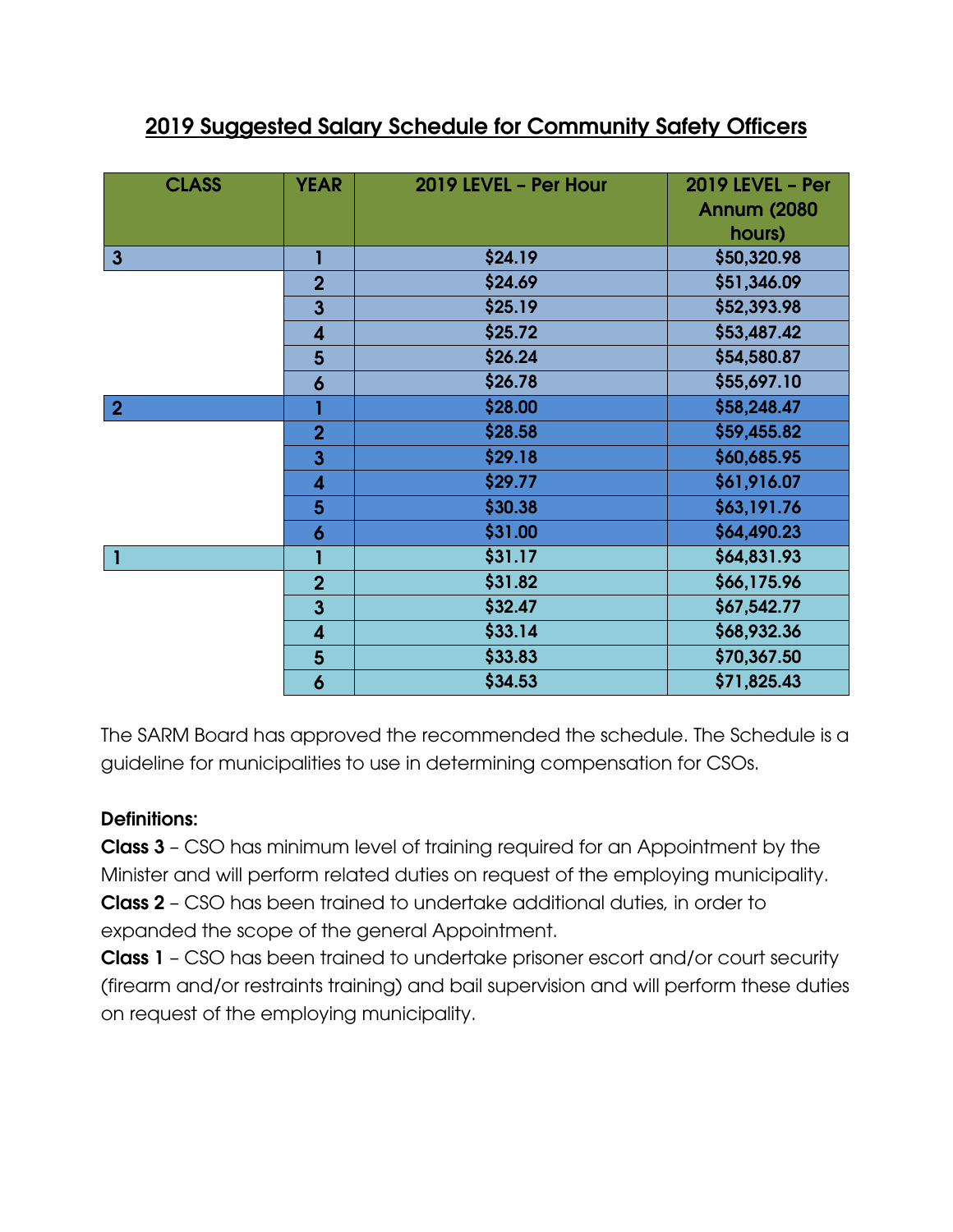## 2019 Suggested Salary Schedule for Community Safety Officers

| CLASS | YEAR | 2019 LEVEL – Per Hour | 2019 LEVEL – Per Annum (2080 hours) |
|---|---|---|---|
| 3 | 1 | $24.19 | $50,320.98 |
| | 2 | $24.69 | $51,346.09 |
| | 3 | $25.19 | $52,393.98 |
| | 4 | $25.72 | $53,487.42 |
| | 5 | $26.24 | $54,580.87 |
| | 6 | $26.78 | $55,697.10 |
| 2 | 1 | $28.00 | $58,248.47 |
| | 2 | $28.58 | $59,455.82 |
| | 3 | $29.18 | $60,685.95 |
| | 4 | $29.77 | $61,916.07 |
| | 5 | $30.38 | $63,191.76 |
| | 6 | $31.00 | $64,490.23 |
| 1 | 1 | $31.17 | $64,831.93 |
| | 2 | $31.82 | $66,175.96 |
| | 3 | $32.47 | $67,542.77 |
| | 4 | $33.14 | $68,932.36 |
| | 5 | $33.83 | $70,367.50 |
| | 6 | $34.53 | $71,825.43 |

The SARM Board has approved the recommended the schedule. The Schedule is a guideline for municipalities to use in determining compensation for CSOs.

**Definitions:**

**Class 3** – CSO has minimum level of training required for an Appointment by the Minister and will perform related duties on request of the employing municipality.

**Class 2** – CSO has been trained to undertake additional duties, in order to expanded the scope of the general Appointment.

**Class 1** – CSO has been trained to undertake prisoner escort and/or court security (firearm and/or restraints training) and bail supervision and will perform these duties on request of the employing municipality.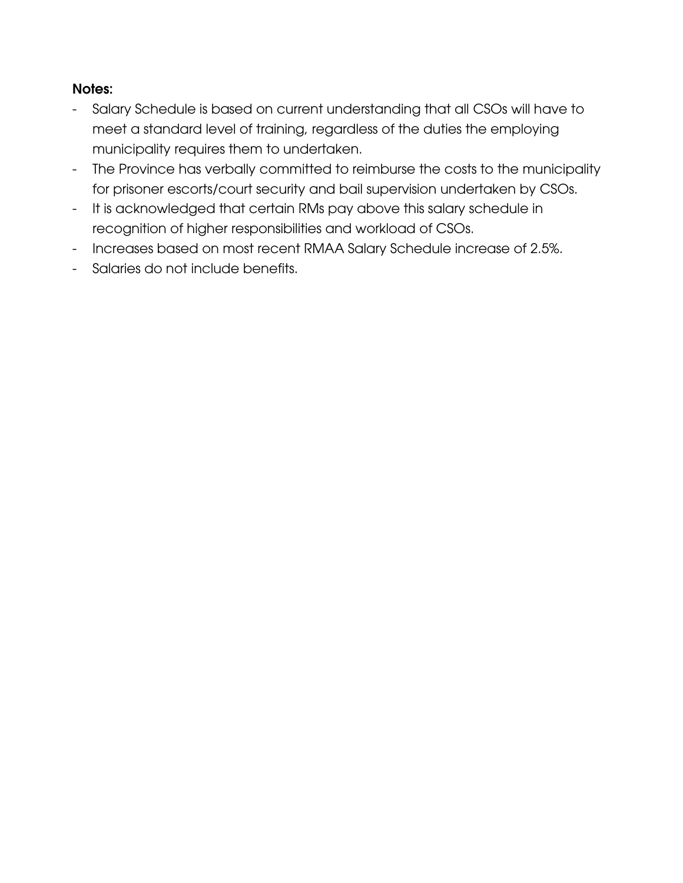**Notes:**

- Salary Schedule is based on current understanding that all CSOs will have to meet a standard level of training, regardless of the duties the employing municipality requires them to undertaken.
- The Province has verbally committed to reimburse the costs to the municipality for prisoner escorts/court security and bail supervision undertaken by CSOs.
- It is acknowledged that certain RMs pay above this salary schedule in recognition of higher responsibilities and workload of CSOs.
- Increases based on most recent RMAA Salary Schedule increase of 2.5%.
- Salaries do not include benefits.